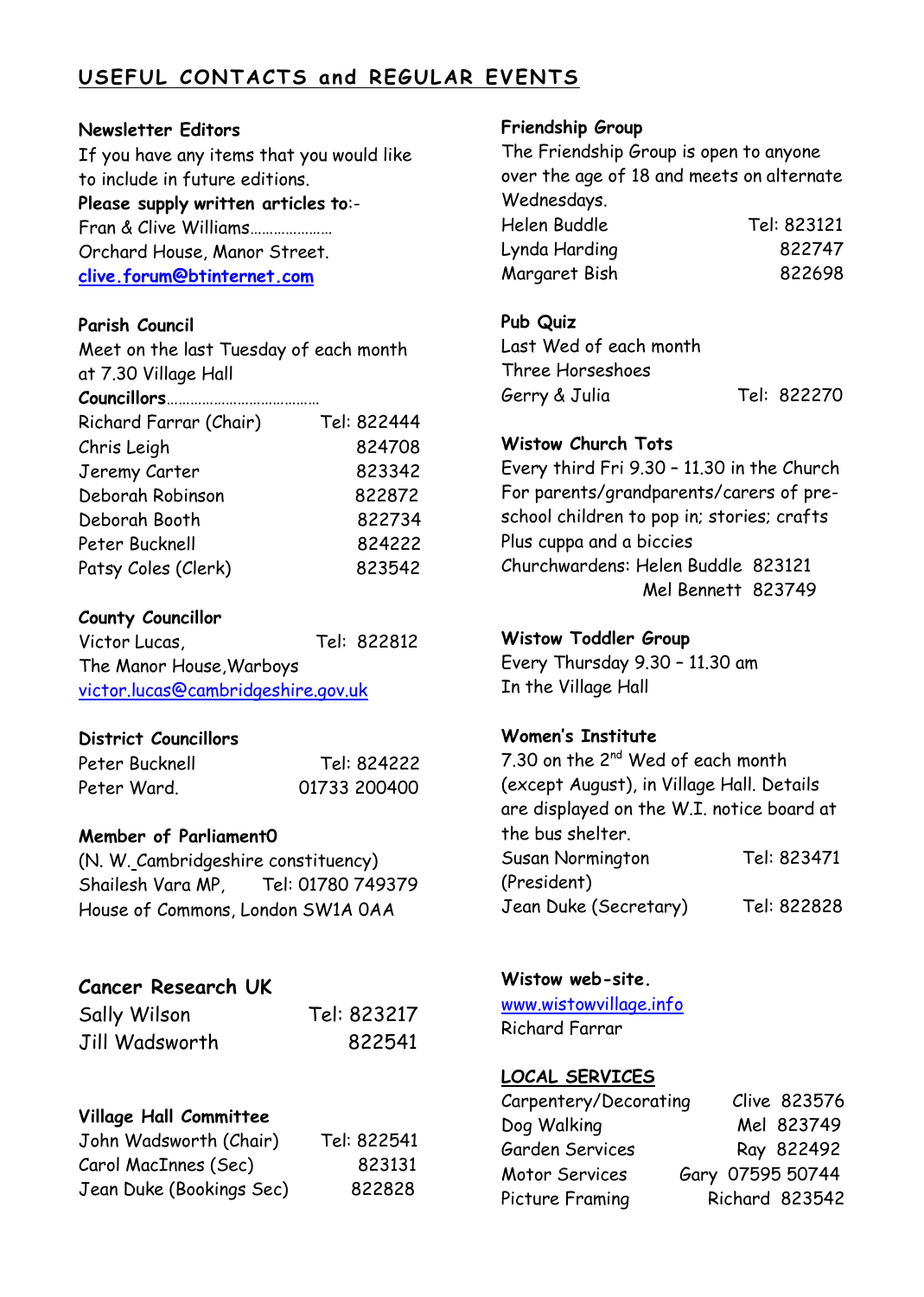## USEFUL CONTACTS and REGULAR EVENTS

**Newsletter Editors**

If you have any items that you would like to include in future editions.

**Please supply written articles to**:-

Fran & Clive Williams…………………

Orchard House, Manor Street.

**clive.forum@btinternet.com**

**Parish Council**

Meet on the last Tuesday of each month at 7.30 Village Hall

**Councillors**…………………………………

| | |
|---|---|
| Richard Farrar (Chair) | Tel: 822444 |
| Chris Leigh | 824708 |
| Jeremy Carter | 823342 |
| Deborah Robinson | 822872 |
| Deborah Booth | 822734 |
| Peter Bucknell | 824222 |
| Patsy Coles (Clerk) | 823542 |

**County Councillor**

Victor Lucas, Tel: 822812

The Manor House, Warboys

victor.lucas@cambridgeshire.gov.uk

**District Councillors**

| | |
|---|---|
| Peter Bucknell | Tel: 824222 |
| Peter Ward. | 01733 200400 |

**Member of Parliament0**

(N. W. Cambridgeshire constituency)

Shailesh Vara MP, Tel: 01780 749379

House of Commons, London SW1A 0AA

**Cancer Research UK**

| | |
|---|---|
| Sally Wilson | Tel: 823217 |
| Jill Wadsworth | 822541 |

**Village Hall Committee**

| | |
|---|---|
| John Wadsworth (Chair) | Tel: 822541 |
| Carol MacInnes (Sec) | 823131 |
| Jean Duke (Bookings Sec) | 822828 |

**Friendship Group**

The Friendship Group is open to anyone over the age of 18 and meets on alternate Wednesdays.

| | |
|---|---|
| Helen Buddle | Tel: 823121 |
| Lynda Harding | 822747 |
| Margaret Bish | 822698 |

**Pub Quiz**

Last Wed of each month

Three Horseshoes

Gerry & Julia Tel: 822270

**Wistow Church Tots**

Every third Fri 9.30 – 11.30 in the Church

For parents/grandparents/carers of pre-school children to pop in; stories; crafts

Plus cuppa and a biccies

Churchwardens: Helen Buddle 823121

Mel Bennett 823749

**Wistow Toddler Group**

Every Thursday 9.30 – 11.30 am

In the Village Hall

**Women's Institute**

7.30 on the 2nd Wed of each month (except August), in Village Hall. Details are displayed on the W.I. notice board at the bus shelter.

| | |
|---|---|
| Susan Normington (President) | Tel: 823471 |
| Jean Duke (Secretary) | Tel: 822828 |

**Wistow web-site.**

www.wistowvillage.info

Richard Farrar

**LOCAL SERVICES**

| | |
|---|---|
| Carpentery/Decorating | Clive 823576 |
| Dog Walking | Mel 823749 |
| Garden Services | Ray 822492 |
| Motor Services | Gary 07595 50744 |
| Picture Framing | Richard 823542 |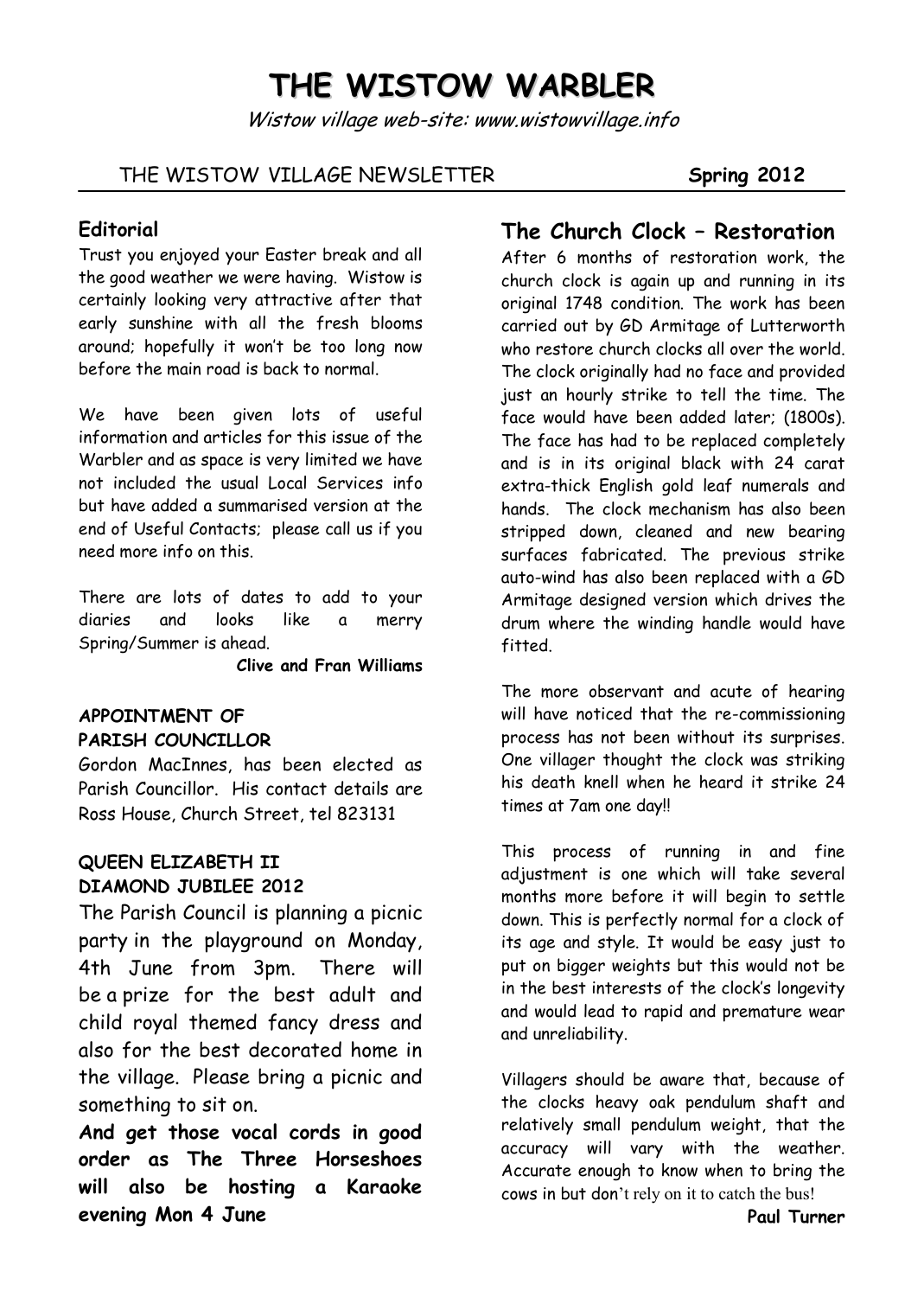# THE WISTOW WARBLER

*Wistow village web-site: www.wistowvillage.info*

THE WISTOW VILLAGE NEWSLETTER **Spring 2012**

## Editorial

Trust you enjoyed your Easter break and all the good weather we were having. Wistow is certainly looking very attractive after that early sunshine with all the fresh blooms around; hopefully it won't be too long now before the main road is back to normal.

We have been given lots of useful information and articles for this issue of the Warbler and as space is very limited we have not included the usual Local Services info but have added a summarised version at the end of Useful Contacts; please call us if you need more info on this.

There are lots of dates to add to your diaries and looks like a merry Spring/Summer is ahead.

**Clive and Fran Williams**

### APPOINTMENT OF PARISH COUNCILLOR

Gordon MacInnes, has been elected as Parish Councillor. His contact details are Ross House, Church Street, tel 823131

### QUEEN ELIZABETH II DIAMOND JUBILEE 2012

The Parish Council is planning a picnic party in the playground on Monday, 4th June from 3pm. There will be a prize for the best adult and child royal themed fancy dress and also for the best decorated home in the village. Please bring a picnic and something to sit on.

**And get those vocal cords in good order as The Three Horseshoes will also be hosting a Karaoke evening Mon 4 June**

## The Church Clock – Restoration

After 6 months of restoration work, the church clock is again up and running in its original 1748 condition. The work has been carried out by GD Armitage of Lutterworth who restore church clocks all over the world. The clock originally had no face and provided just an hourly strike to tell the time. The face would have been added later; (1800s). The face has had to be replaced completely and is in its original black with 24 carat extra-thick English gold leaf numerals and hands. The clock mechanism has also been stripped down, cleaned and new bearing surfaces fabricated. The previous strike auto-wind has also been replaced with a GD Armitage designed version which drives the drum where the winding handle would have fitted.

The more observant and acute of hearing will have noticed that the re-commissioning process has not been without its surprises. One villager thought the clock was striking his death knell when he heard it strike 24 times at 7am one day!!

This process of running in and fine adjustment is one which will take several months more before it will begin to settle down. This is perfectly normal for a clock of its age and style. It would be easy just to put on bigger weights but this would not be in the best interests of the clock's longevity and would lead to rapid and premature wear and unreliability.

Villagers should be aware that, because of the clocks heavy oak pendulum shaft and relatively small pendulum weight, that the accuracy will vary with the weather. Accurate enough to know when to bring the cows in but don't rely on it to catch the bus!

**Paul Turner**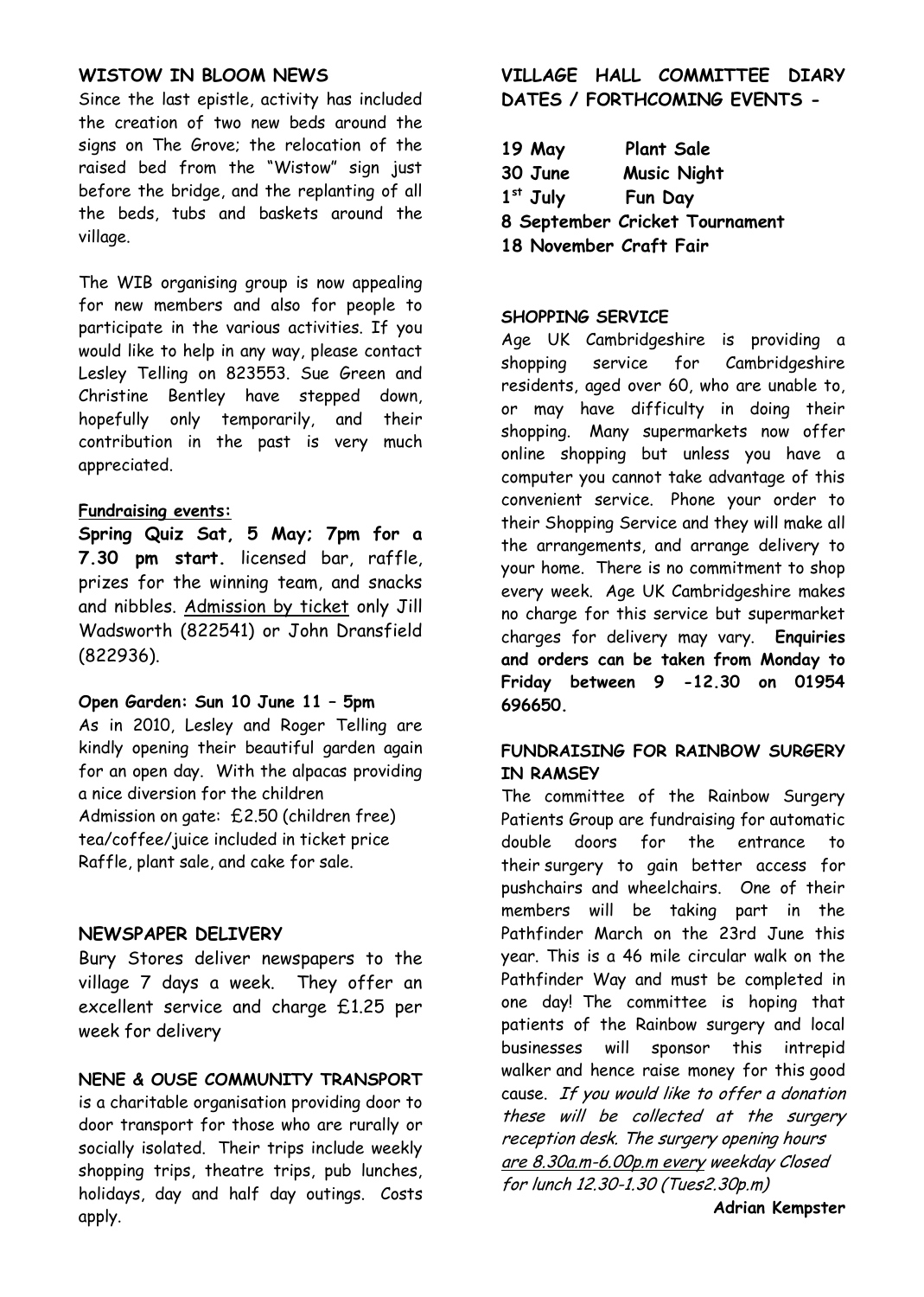## WISTOW IN BLOOM NEWS

Since the last epistle, activity has included the creation of two new beds around the signs on The Grove; the relocation of the raised bed from the "Wistow" sign just before the bridge, and the replanting of all the beds, tubs and baskets around the village.

The WIB organising group is now appealing for new members and also for people to participate in the various activities. If you would like to help in any way, please contact Lesley Telling on 823553. Sue Green and Christine Bentley have stepped down, hopefully only temporarily, and their contribution in the past is very much appreciated.

**Fundraising events:**

**Spring Quiz Sat, 5 May; 7pm for a 7.30 pm start.** licensed bar, raffle, prizes for the winning team, and snacks and nibbles. Admission by ticket only Jill Wadsworth (822541) or John Dransfield (822936).

**Open Garden: Sun 10 June 11 – 5pm**

As in 2010, Lesley and Roger Telling are kindly opening their beautiful garden again for an open day. With the alpacas providing a nice diversion for the children

Admission on gate: £2.50 (children free)

tea/coffee/juice included in ticket price

Raffle, plant sale, and cake for sale.

## NEWSPAPER DELIVERY

Bury Stores deliver newspapers to the village 7 days a week. They offer an excellent service and charge £1.25 per week for delivery

## NENE & OUSE COMMUNITY TRANSPORT

is a charitable organisation providing door to door transport for those who are rurally or socially isolated. Their trips include weekly shopping trips, theatre trips, pub lunches, holidays, day and half day outings. Costs apply.

## VILLAGE HALL COMMITTEE DIARY DATES / FORTHCOMING EVENTS -

**19 May** **Plant Sale**
**30 June** **Music Night**
**1st July** **Fun Day**
**8 September Cricket Tournament**
**18 November Craft Fair**

## SHOPPING SERVICE

Age UK Cambridgeshire is providing a shopping service for Cambridgeshire residents, aged over 60, who are unable to, or may have difficulty in doing their shopping. Many supermarkets now offer online shopping but unless you have a computer you cannot take advantage of this convenient service. Phone your order to their Shopping Service and they will make all the arrangements, and arrange delivery to your home. There is no commitment to shop every week. Age UK Cambridgeshire makes no charge for this service but supermarket charges for delivery may vary. **Enquiries and orders can be taken from Monday to Friday between 9 -12.30 on 01954 696650.**

## FUNDRAISING FOR RAINBOW SURGERY IN RAMSEY

The committee of the Rainbow Surgery Patients Group are fundraising for automatic double doors for the entrance to their surgery to gain better access for pushchairs and wheelchairs. One of their members will be taking part in the Pathfinder March on the 23rd June this year. This is a 46 mile circular walk on the Pathfinder Way and must be completed in one day! The committee is hoping that patients of the Rainbow surgery and local businesses will sponsor this intrepid walker and hence raise money for this good cause. *If you would like to offer a donation these will be collected at the surgery reception desk. The surgery opening hours are 8.30a.m-6.00p.m every weekday Closed for lunch 12.30-1.30 (Tues2.30p.m)*

**Adrian Kempster**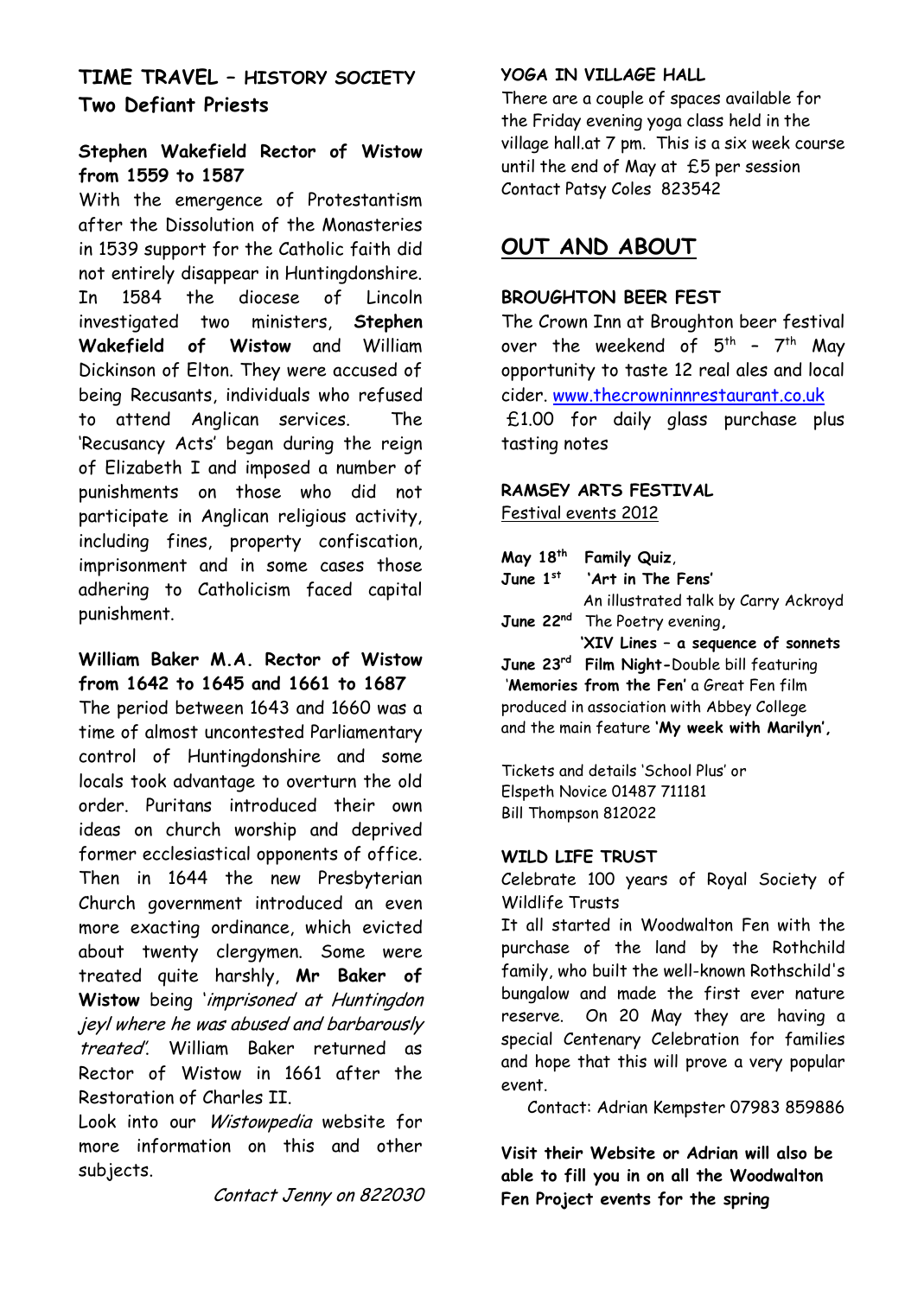## TIME TRAVEL – HISTORY SOCIETY
## Two Defiant Priests

### Stephen Wakefield Rector of Wistow from 1559 to 1587

With the emergence of Protestantism after the Dissolution of the Monasteries in 1539 support for the Catholic faith did not entirely disappear in Huntingdonshire. In 1584 the diocese of Lincoln investigated two ministers, **Stephen Wakefield of Wistow** and William Dickinson of Elton. They were accused of being Recusants, individuals who refused to attend Anglican services. The 'Recusancy Acts' began during the reign of Elizabeth I and imposed a number of punishments on those who did not participate in Anglican religious activity, including fines, property confiscation, imprisonment and in some cases those adhering to Catholicism faced capital punishment.

### William Baker M.A. Rector of Wistow from 1642 to 1645 and 1661 to 1687

The period between 1643 and 1660 was a time of almost uncontested Parliamentary control of Huntingdonshire and some locals took advantage to overturn the old order. Puritans introduced their own ideas on church worship and deprived former ecclesiastical opponents of office. Then in 1644 the new Presbyterian Church government introduced an even more exacting ordinance, which evicted about twenty clergymen. Some were treated quite harshly, **Mr Baker of Wistow** being '*imprisoned at Huntingdon jeyl where he was abused and barbarously treated*'. William Baker returned as Rector of Wistow in 1661 after the Restoration of Charles II.

Look into our *Wistowpedia* website for more information on this and other subjects.

*Contact Jenny on 822030*

### YOGA IN VILLAGE HALL

There are a couple of spaces available for the Friday evening yoga class held in the village hall.at 7 pm. This is a six week course until the end of May at £5 per session Contact Patsy Coles 823542

## OUT AND ABOUT

### BROUGHTON BEER FEST

The Crown Inn at Broughton beer festival over the weekend of 5th – 7th May opportunity to taste 12 real ales and local cider. www.thecrowninnrestaurant.co.uk
£1.00 for daily glass purchase plus tasting notes

### RAMSEY ARTS FESTIVAL

Festival events 2012

**May 18th** **Family Quiz**,
**June 1st** **'Art in The Fens'**
An illustrated talk by Carry Ackroyd
**June 22nd** The Poetry evening,
**'XIV Lines – a sequence of sonnets**
**June 23rd** **Film Night**-Double bill featuring '**Memories from the Fen**' a Great Fen film produced in association with Abbey College and the main feature **'My week with Marilyn'**,

Tickets and details 'School Plus' or
Elspeth Novice 01487 711181
Bill Thompson 812022

### WILD LIFE TRUST

Celebrate 100 years of Royal Society of Wildlife Trusts
It all started in Woodwalton Fen with the purchase of the land by the Rothchild family, who built the well-known Rothschild's bungalow and made the first ever nature reserve. On 20 May they are having a special Centenary Celebration for families and hope that this will prove a very popular event.
Contact: Adrian Kempster 07983 859886

**Visit their Website or Adrian will also be able to fill you in on all the Woodwalton Fen Project events for the spring**